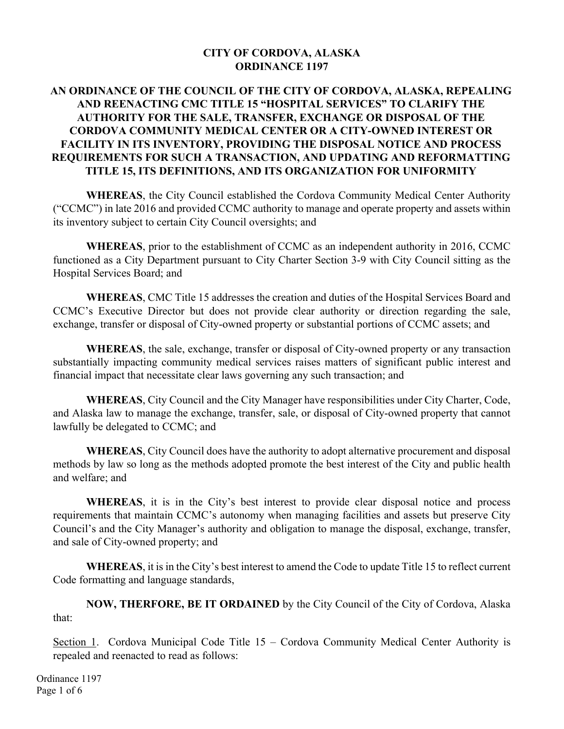# CITY OF CORDOVA, ALASKA
# ORDINANCE 1197

## AN ORDINANCE OF THE COUNCIL OF THE CITY OF CORDOVA, ALASKA, REPEALING AND REENACTING CMC TITLE 15 "HOSPITAL SERVICES" TO CLARIFY THE AUTHORITY FOR THE SALE, TRANSFER, EXCHANGE OR DISPOSAL OF THE CORDOVA COMMUNITY MEDICAL CENTER OR A CITY-OWNED INTEREST OR FACILITY IN ITS INVENTORY, PROVIDING THE DISPOSAL NOTICE AND PROCESS REQUIREMENTS FOR SUCH A TRANSACTION, AND UPDATING AND REFORMATTING TITLE 15, ITS DEFINITIONS, AND ITS ORGANIZATION FOR UNIFORMITY

**WHEREAS**, the City Council established the Cordova Community Medical Center Authority ("CCMC") in late 2016 and provided CCMC authority to manage and operate property and assets within its inventory subject to certain City Council oversights; and

**WHEREAS**, prior to the establishment of CCMC as an independent authority in 2016, CCMC functioned as a City Department pursuant to City Charter Section 3-9 with City Council sitting as the Hospital Services Board; and

**WHEREAS**, CMC Title 15 addresses the creation and duties of the Hospital Services Board and CCMC's Executive Director but does not provide clear authority or direction regarding the sale, exchange, transfer or disposal of City-owned property or substantial portions of CCMC assets; and

**WHEREAS**, the sale, exchange, transfer or disposal of City-owned property or any transaction substantially impacting community medical services raises matters of significant public interest and financial impact that necessitate clear laws governing any such transaction; and

**WHEREAS**, City Council and the City Manager have responsibilities under City Charter, Code, and Alaska law to manage the exchange, transfer, sale, or disposal of City-owned property that cannot lawfully be delegated to CCMC; and

**WHEREAS**, City Council does have the authority to adopt alternative procurement and disposal methods by law so long as the methods adopted promote the best interest of the City and public health and welfare; and

**WHEREAS**, it is in the City's best interest to provide clear disposal notice and process requirements that maintain CCMC's autonomy when managing facilities and assets but preserve City Council's and the City Manager's authority and obligation to manage the disposal, exchange, transfer, and sale of City-owned property; and

**WHEREAS**, it is in the City's best interest to amend the Code to update Title 15 to reflect current Code formatting and language standards,

**NOW, THERFORE, BE IT ORDAINED** by the City Council of the City of Cordova, Alaska that:

<u>Section 1</u>. Cordova Municipal Code Title 15 – Cordova Community Medical Center Authority is repealed and reenacted to read as follows: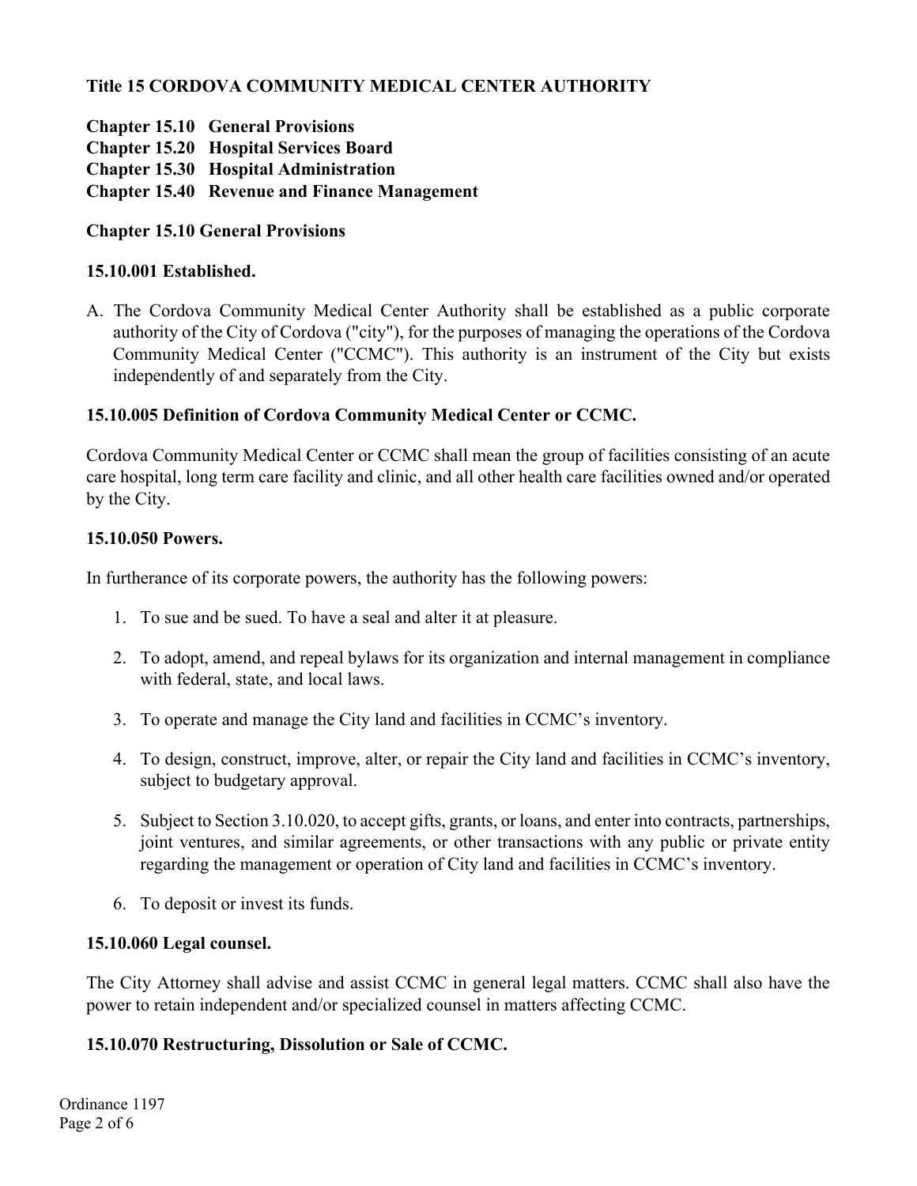**Title 15 CORDOVA COMMUNITY MEDICAL CENTER AUTHORITY**

**Chapter 15.10 General Provisions**
**Chapter 15.20 Hospital Services Board**
**Chapter 15.30 Hospital Administration**
**Chapter 15.40 Revenue and Finance Management**

**Chapter 15.10 General Provisions**

**15.10.001 Established.**

A. The Cordova Community Medical Center Authority shall be established as a public corporate authority of the City of Cordova ("city"), for the purposes of managing the operations of the Cordova Community Medical Center ("CCMC"). This authority is an instrument of the City but exists independently of and separately from the City.

**15.10.005 Definition of Cordova Community Medical Center or CCMC.**

Cordova Community Medical Center or CCMC shall mean the group of facilities consisting of an acute care hospital, long term care facility and clinic, and all other health care facilities owned and/or operated by the City.

**15.10.050 Powers.**

In furtherance of its corporate powers, the authority has the following powers:

1. To sue and be sued. To have a seal and alter it at pleasure.

2. To adopt, amend, and repeal bylaws for its organization and internal management in compliance with federal, state, and local laws.

3. To operate and manage the City land and facilities in CCMC's inventory.

4. To design, construct, improve, alter, or repair the City land and facilities in CCMC's inventory, subject to budgetary approval.

5. Subject to Section 3.10.020, to accept gifts, grants, or loans, and enter into contracts, partnerships, joint ventures, and similar agreements, or other transactions with any public or private entity regarding the management or operation of City land and facilities in CCMC's inventory.

6. To deposit or invest its funds.

**15.10.060 Legal counsel.**

The City Attorney shall advise and assist CCMC in general legal matters. CCMC shall also have the power to retain independent and/or specialized counsel in matters affecting CCMC.

**15.10.070 Restructuring, Dissolution or Sale of CCMC.**

Ordinance 1197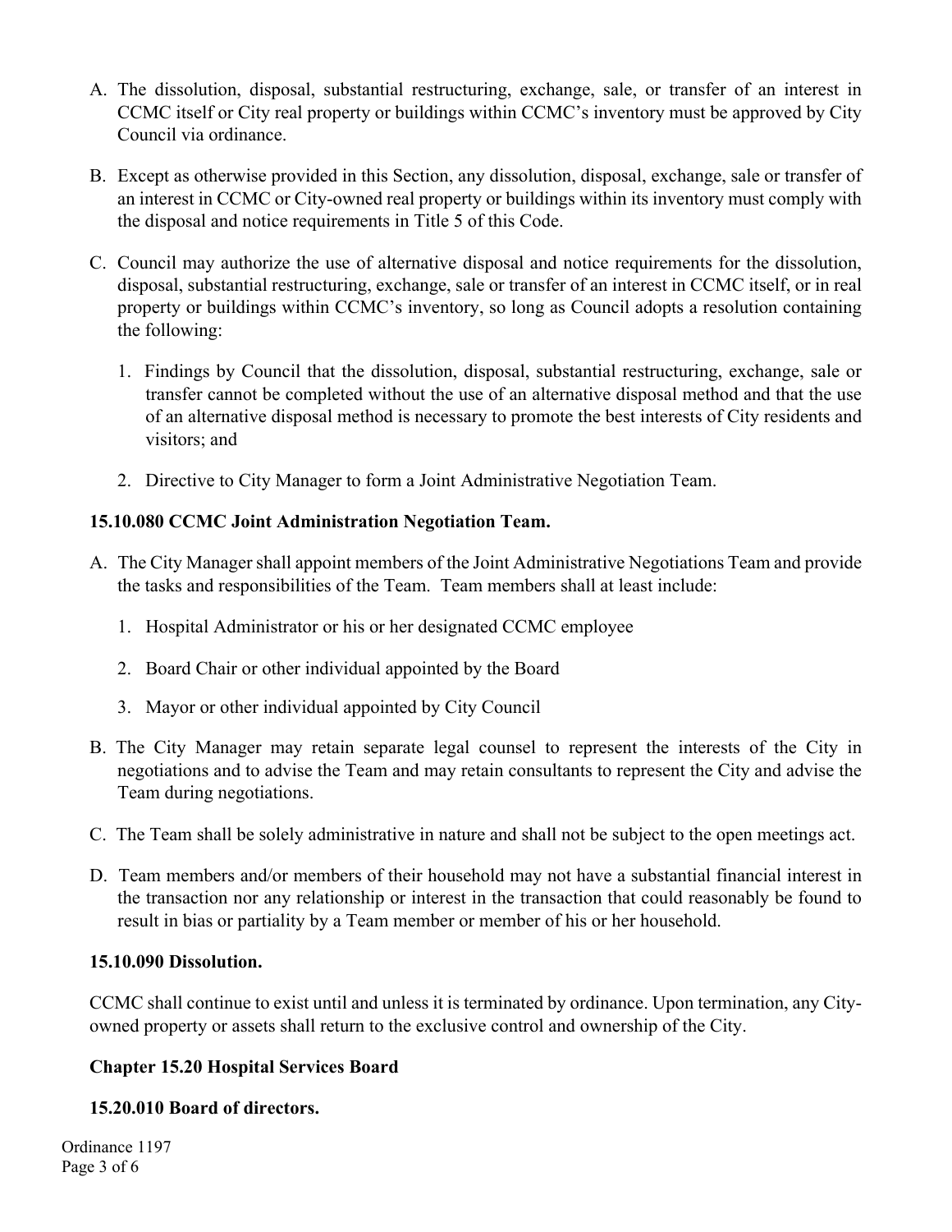A. The dissolution, disposal, substantial restructuring, exchange, sale, or transfer of an interest in CCMC itself or City real property or buildings within CCMC's inventory must be approved by City Council via ordinance.

B. Except as otherwise provided in this Section, any dissolution, disposal, exchange, sale or transfer of an interest in CCMC or City-owned real property or buildings within its inventory must comply with the disposal and notice requirements in Title 5 of this Code.

C. Council may authorize the use of alternative disposal and notice requirements for the dissolution, disposal, substantial restructuring, exchange, sale or transfer of an interest in CCMC itself, or in real property or buildings within CCMC's inventory, so long as Council adopts a resolution containing the following:

   1. Findings by Council that the dissolution, disposal, substantial restructuring, exchange, sale or transfer cannot be completed without the use of an alternative disposal method and that the use of an alternative disposal method is necessary to promote the best interests of City residents and visitors; and

   2. Directive to City Manager to form a Joint Administrative Negotiation Team.

**15.10.080 CCMC Joint Administration Negotiation Team.**

A. The City Manager shall appoint members of the Joint Administrative Negotiations Team and provide the tasks and responsibilities of the Team. Team members shall at least include:

   1. Hospital Administrator or his or her designated CCMC employee

   2. Board Chair or other individual appointed by the Board

   3. Mayor or other individual appointed by City Council

B. The City Manager may retain separate legal counsel to represent the interests of the City in negotiations and to advise the Team and may retain consultants to represent the City and advise the Team during negotiations.

C. The Team shall be solely administrative in nature and shall not be subject to the open meetings act.

D. Team members and/or members of their household may not have a substantial financial interest in the transaction nor any relationship or interest in the transaction that could reasonably be found to result in bias or partiality by a Team member or member of his or her household.

**15.10.090 Dissolution.**

CCMC shall continue to exist until and unless it is terminated by ordinance. Upon termination, any City-owned property or assets shall return to the exclusive control and ownership of the City.

**Chapter 15.20 Hospital Services Board**

**15.20.010 Board of directors.**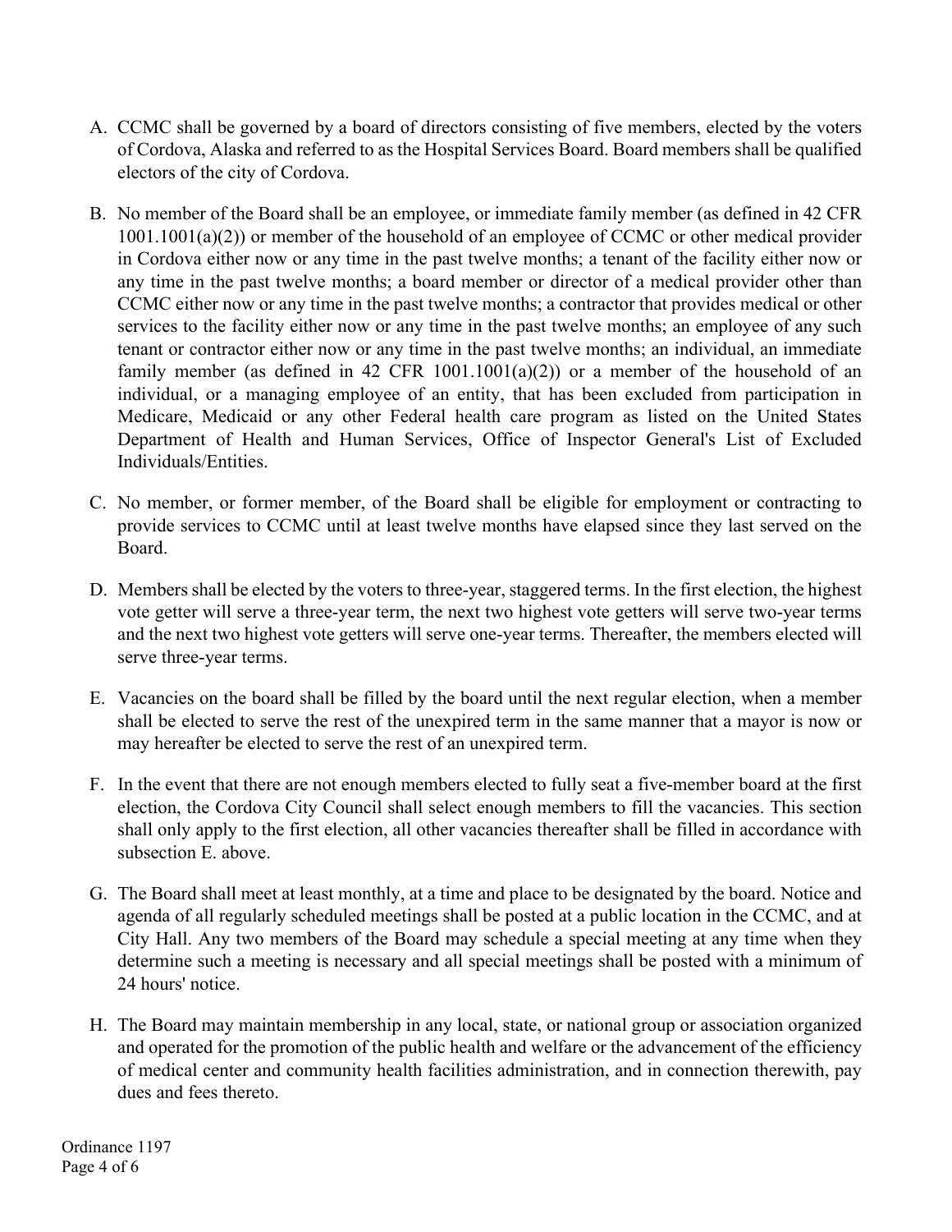A. CCMC shall be governed by a board of directors consisting of five members, elected by the voters of Cordova, Alaska and referred to as the Hospital Services Board. Board members shall be qualified electors of the city of Cordova.

B. No member of the Board shall be an employee, or immediate family member (as defined in 42 CFR 1001.1001(a)(2)) or member of the household of an employee of CCMC or other medical provider in Cordova either now or any time in the past twelve months; a tenant of the facility either now or any time in the past twelve months; a board member or director of a medical provider other than CCMC either now or any time in the past twelve months; a contractor that provides medical or other services to the facility either now or any time in the past twelve months; an employee of any such tenant or contractor either now or any time in the past twelve months; an individual, an immediate family member (as defined in 42 CFR 1001.1001(a)(2)) or a member of the household of an individual, or a managing employee of an entity, that has been excluded from participation in Medicare, Medicaid or any other Federal health care program as listed on the United States Department of Health and Human Services, Office of Inspector General's List of Excluded Individuals/Entities.

C. No member, or former member, of the Board shall be eligible for employment or contracting to provide services to CCMC until at least twelve months have elapsed since they last served on the Board.

D. Members shall be elected by the voters to three-year, staggered terms. In the first election, the highest vote getter will serve a three-year term, the next two highest vote getters will serve two-year terms and the next two highest vote getters will serve one-year terms. Thereafter, the members elected will serve three-year terms.

E. Vacancies on the board shall be filled by the board until the next regular election, when a member shall be elected to serve the rest of the unexpired term in the same manner that a mayor is now or may hereafter be elected to serve the rest of an unexpired term.

F. In the event that there are not enough members elected to fully seat a five-member board at the first election, the Cordova City Council shall select enough members to fill the vacancies. This section shall only apply to the first election, all other vacancies thereafter shall be filled in accordance with subsection E. above.

G. The Board shall meet at least monthly, at a time and place to be designated by the board. Notice and agenda of all regularly scheduled meetings shall be posted at a public location in the CCMC, and at City Hall. Any two members of the Board may schedule a special meeting at any time when they determine such a meeting is necessary and all special meetings shall be posted with a minimum of 24 hours' notice.

H. The Board may maintain membership in any local, state, or national group or association organized and operated for the promotion of the public health and welfare or the advancement of the efficiency of medical center and community health facilities administration, and in connection therewith, pay dues and fees thereto.

Ordinance 1197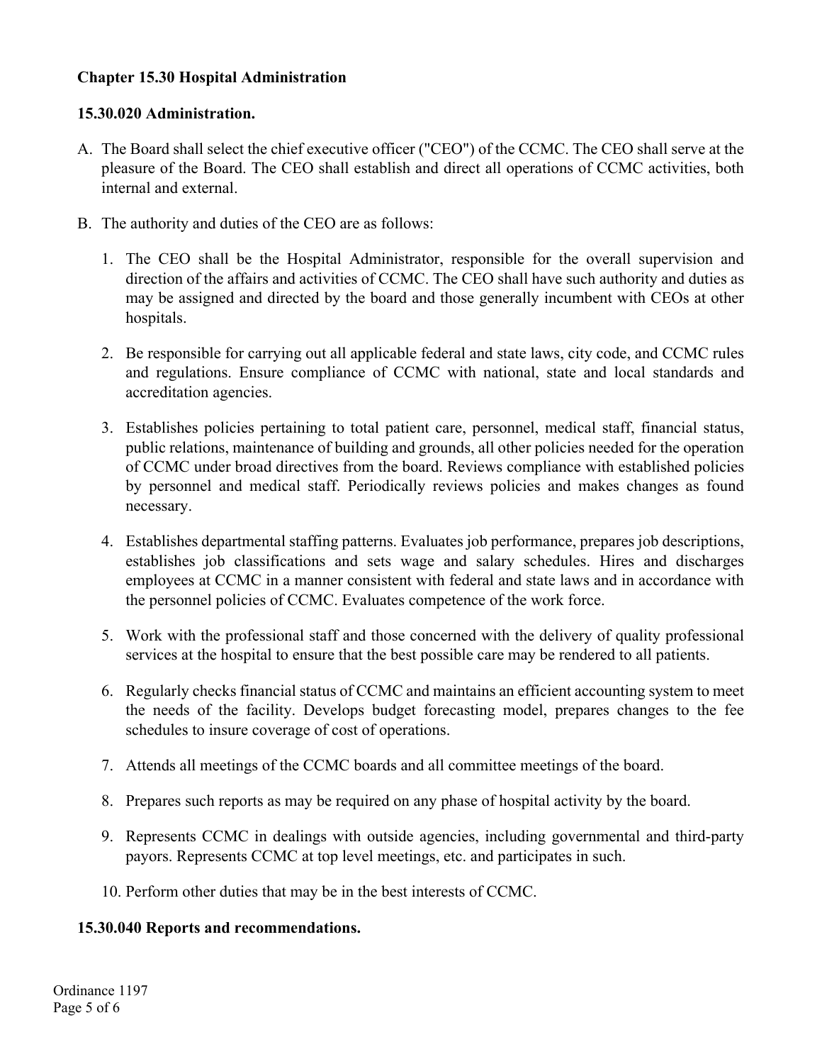**Chapter 15.30 Hospital Administration**

**15.30.020 Administration.**

A. The Board shall select the chief executive officer ("CEO") of the CCMC. The CEO shall serve at the pleasure of the Board. The CEO shall establish and direct all operations of CCMC activities, both internal and external.

B. The authority and duties of the CEO are as follows:

   1. The CEO shall be the Hospital Administrator, responsible for the overall supervision and direction of the affairs and activities of CCMC. The CEO shall have such authority and duties as may be assigned and directed by the board and those generally incumbent with CEOs at other hospitals.

   2. Be responsible for carrying out all applicable federal and state laws, city code, and CCMC rules and regulations. Ensure compliance of CCMC with national, state and local standards and accreditation agencies.

   3. Establishes policies pertaining to total patient care, personnel, medical staff, financial status, public relations, maintenance of building and grounds, all other policies needed for the operation of CCMC under broad directives from the board. Reviews compliance with established policies by personnel and medical staff. Periodically reviews policies and makes changes as found necessary.

   4. Establishes departmental staffing patterns. Evaluates job performance, prepares job descriptions, establishes job classifications and sets wage and salary schedules. Hires and discharges employees at CCMC in a manner consistent with federal and state laws and in accordance with the personnel policies of CCMC. Evaluates competence of the work force.

   5. Work with the professional staff and those concerned with the delivery of quality professional services at the hospital to ensure that the best possible care may be rendered to all patients.

   6. Regularly checks financial status of CCMC and maintains an efficient accounting system to meet the needs of the facility. Develops budget forecasting model, prepares changes to the fee schedules to insure coverage of cost of operations.

   7. Attends all meetings of the CCMC boards and all committee meetings of the board.

   8. Prepares such reports as may be required on any phase of hospital activity by the board.

   9. Represents CCMC in dealings with outside agencies, including governmental and third-party payors. Represents CCMC at top level meetings, etc. and participates in such.

   10. Perform other duties that may be in the best interests of CCMC.

**15.30.040 Reports and recommendations.**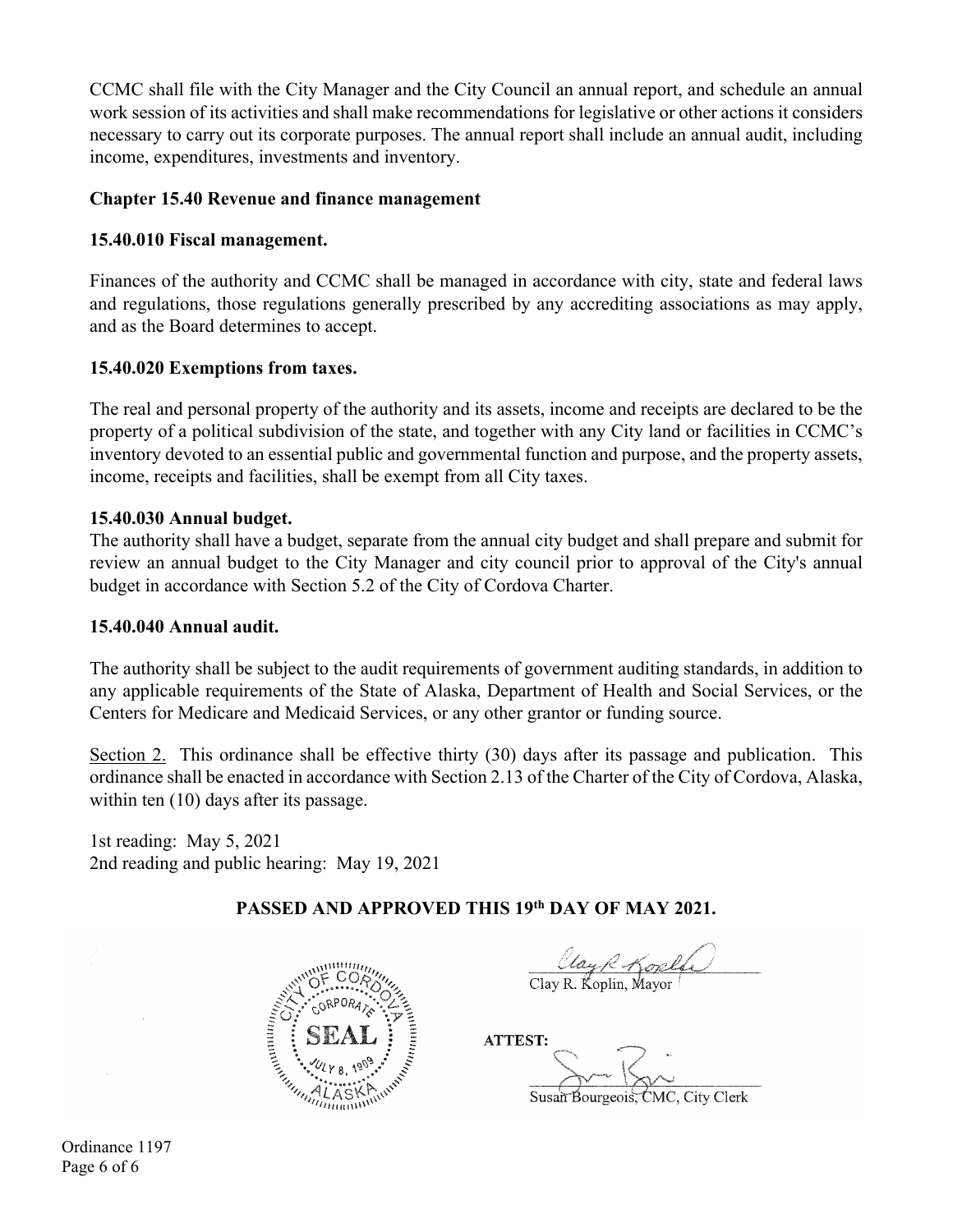CCMC shall file with the City Manager and the City Council an annual report, and schedule an annual work session of its activities and shall make recommendations for legislative or other actions it considers necessary to carry out its corporate purposes. The annual report shall include an annual audit, including income, expenditures, investments and inventory.

**Chapter 15.40 Revenue and finance management**

**15.40.010 Fiscal management.**

Finances of the authority and CCMC shall be managed in accordance with city, state and federal laws and regulations, those regulations generally prescribed by any accrediting associations as may apply, and as the Board determines to accept.

**15.40.020 Exemptions from taxes.**

The real and personal property of the authority and its assets, income and receipts are declared to be the property of a political subdivision of the state, and together with any City land or facilities in CCMC's inventory devoted to an essential public and governmental function and purpose, and the property assets, income, receipts and facilities, shall be exempt from all City taxes.

**15.40.030 Annual budget.**

The authority shall have a budget, separate from the annual city budget and shall prepare and submit for review an annual budget to the City Manager and city council prior to approval of the City's annual budget in accordance with Section 5.2 of the City of Cordova Charter.

**15.40.040 Annual audit.**

The authority shall be subject to the audit requirements of government auditing standards, in addition to any applicable requirements of the State of Alaska, Department of Health and Social Services, or the Centers for Medicare and Medicaid Services, or any other grantor or funding source.

Section 2. This ordinance shall be effective thirty (30) days after its passage and publication. This ordinance shall be enacted in accordance with Section 2.13 of the Charter of the City of Cordova, Alaska, within ten (10) days after its passage.

1st reading: May 5, 2021
2nd reading and public hearing: May 19, 2021

**PASSED AND APPROVED THIS 19th DAY OF MAY 2021.**

CITY OF CORDOVA CORPORATE SEAL JULY 8, 1909 ALASKA

Clay R. Koplin, Mayor

**ATTEST:**

Susan Bourgeois, CMC, City Clerk

Ordinance 1197